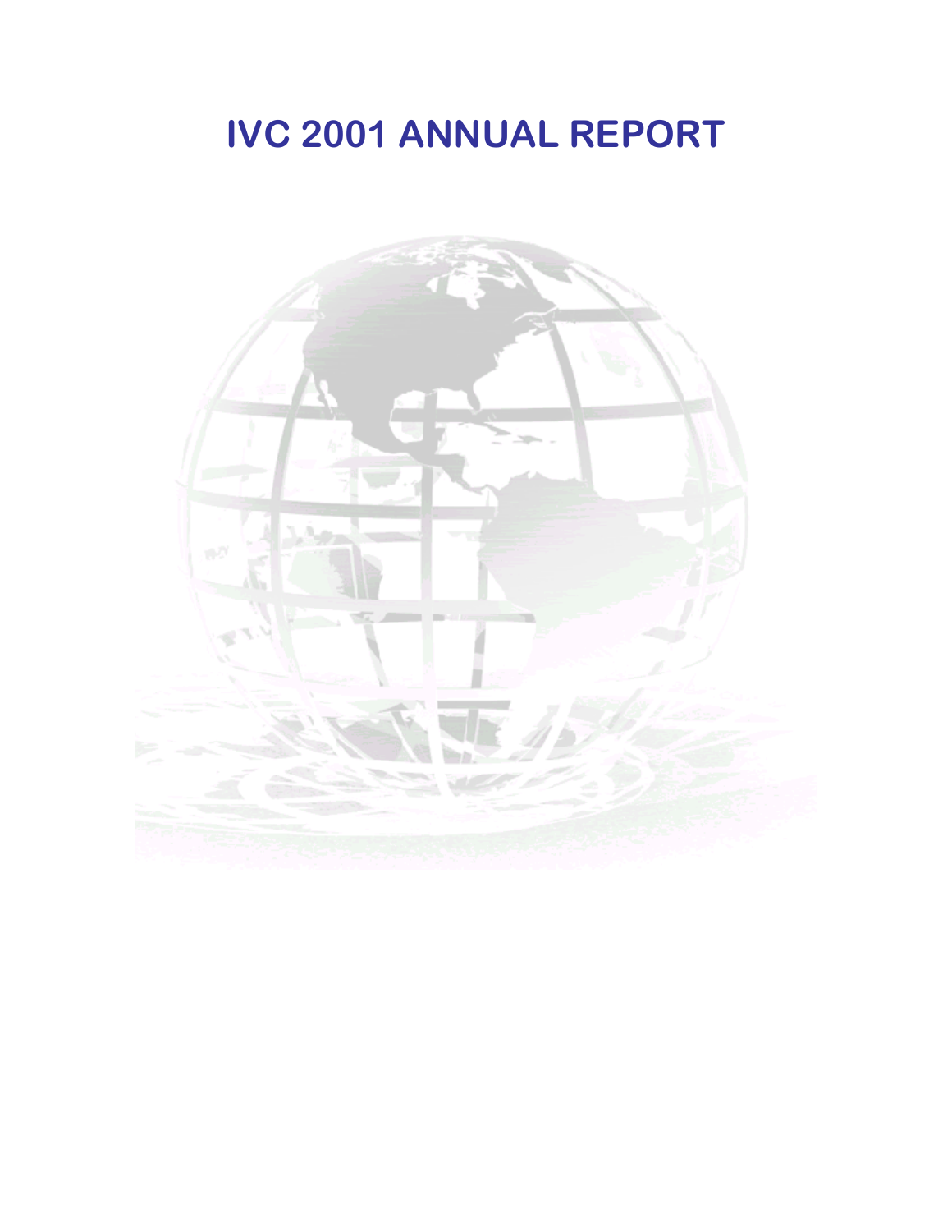# IVC 2001 ANNUAL REPORT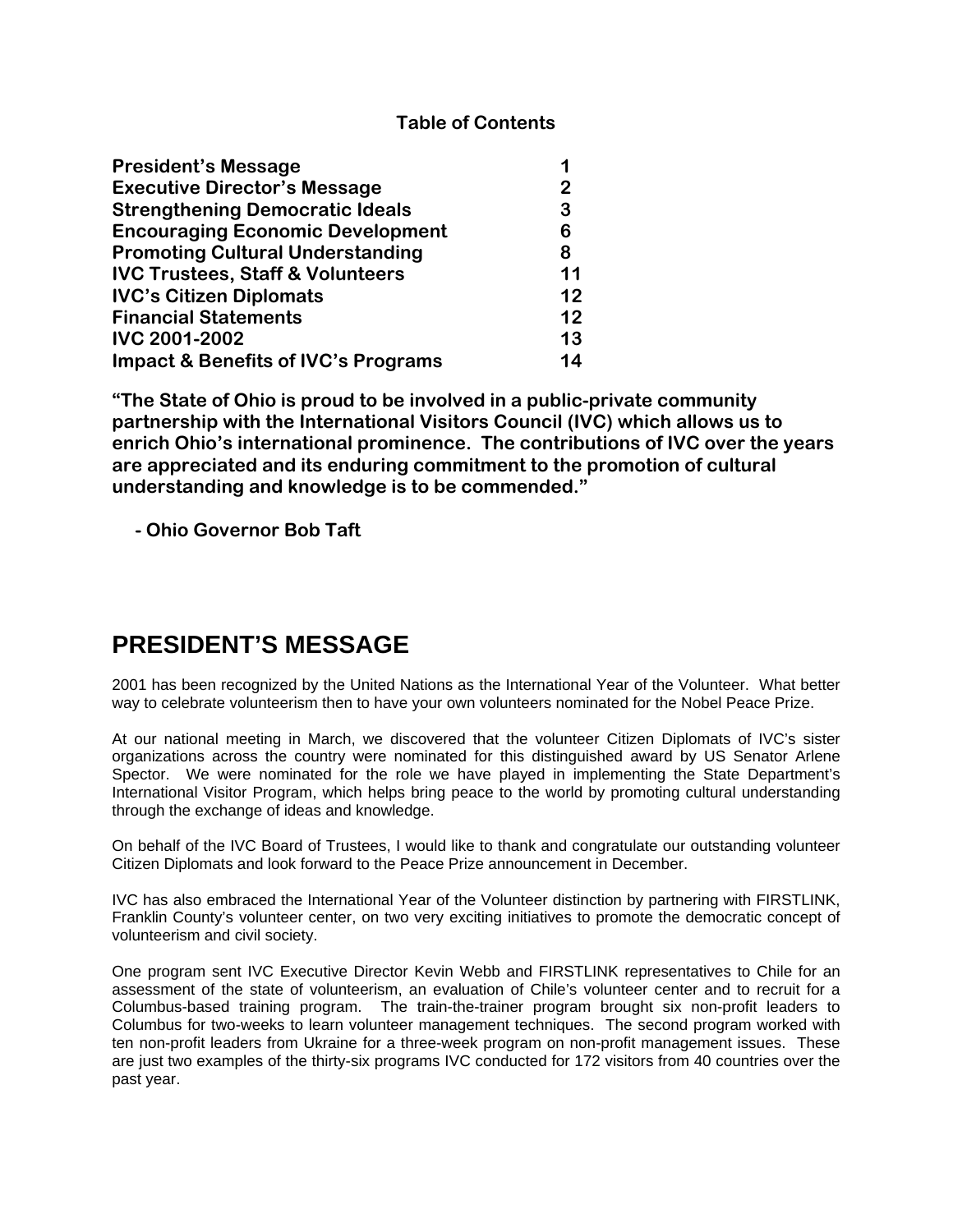**Table of Contents**

| | |
|---|---|
| **President's Message** | **1** |
| **Executive Director's Message** | **2** |
| **Strengthening Democratic Ideals** | **3** |
| **Encouraging Economic Development** | **6** |
| **Promoting Cultural Understanding** | **8** |
| **IVC Trustees, Staff & Volunteers** | **11** |
| **IVC's Citizen Diplomats** | **12** |
| **Financial Statements** | **12** |
| **IVC 2001-2002** | **13** |
| **Impact & Benefits of IVC's Programs** | **14** |

**"The State of Ohio is proud to be involved in a public-private community partnership with the International Visitors Council (IVC) which allows us to enrich Ohio's international prominence. The contributions of IVC over the years are appreciated and its enduring commitment to the promotion of cultural understanding and knowledge is to be commended."**

**- Ohio Governor Bob Taft**

# PRESIDENT'S MESSAGE

2001 has been recognized by the United Nations as the International Year of the Volunteer. What better way to celebrate volunteerism then to have your own volunteers nominated for the Nobel Peace Prize.

At our national meeting in March, we discovered that the volunteer Citizen Diplomats of IVC's sister organizations across the country were nominated for this distinguished award by US Senator Arlene Spector. We were nominated for the role we have played in implementing the State Department's International Visitor Program, which helps bring peace to the world by promoting cultural understanding through the exchange of ideas and knowledge.

On behalf of the IVC Board of Trustees, I would like to thank and congratulate our outstanding volunteer Citizen Diplomats and look forward to the Peace Prize announcement in December.

IVC has also embraced the International Year of the Volunteer distinction by partnering with FIRSTLINK, Franklin County's volunteer center, on two very exciting initiatives to promote the democratic concept of volunteerism and civil society.

One program sent IVC Executive Director Kevin Webb and FIRSTLINK representatives to Chile for an assessment of the state of volunteerism, an evaluation of Chile's volunteer center and to recruit for a Columbus-based training program. The train-the-trainer program brought six non-profit leaders to Columbus for two-weeks to learn volunteer management techniques. The second program worked with ten non-profit leaders from Ukraine for a three-week program on non-profit management issues. These are just two examples of the thirty-six programs IVC conducted for 172 visitors from 40 countries over the past year.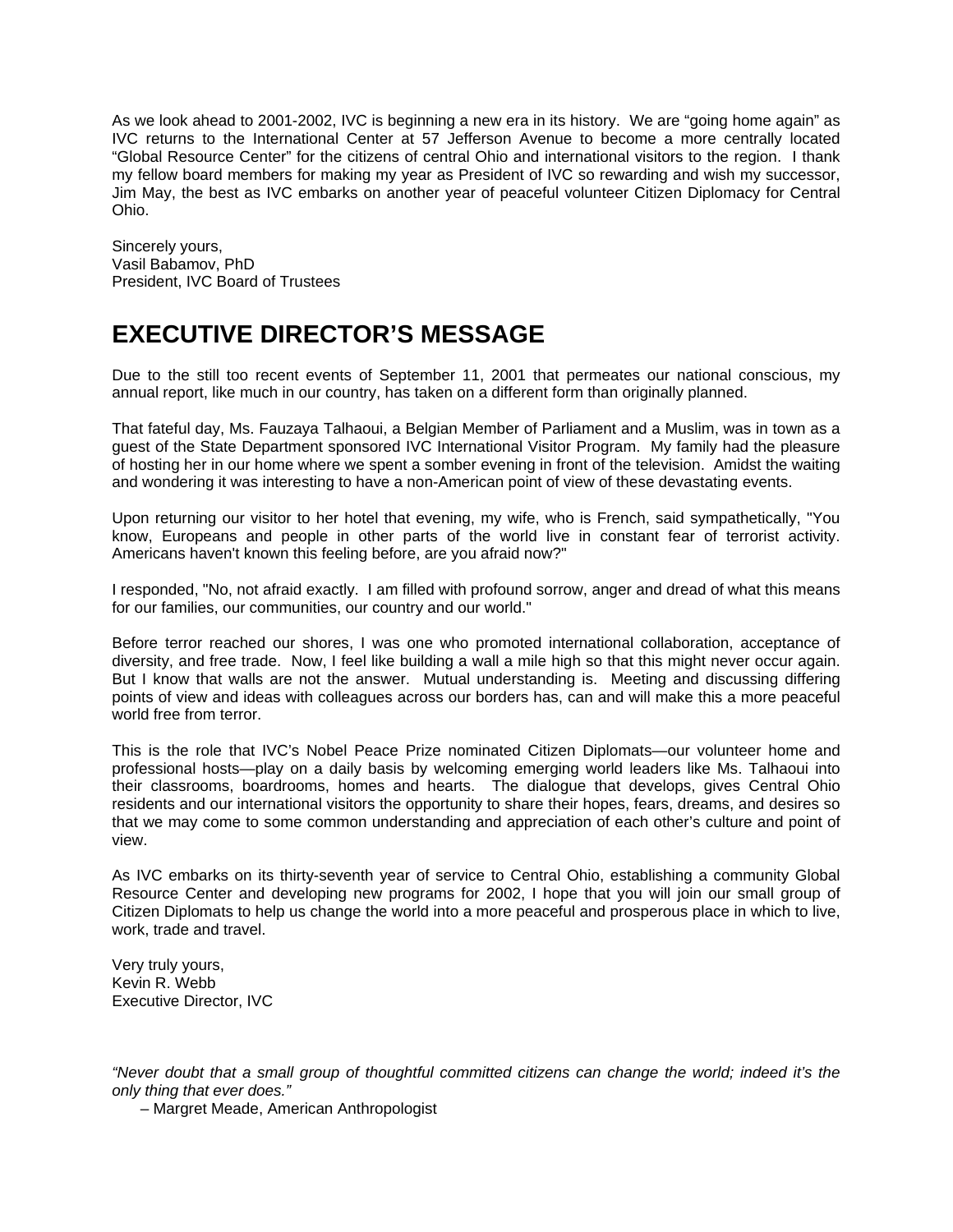As we look ahead to 2001-2002, IVC is beginning a new era in its history. We are "going home again" as IVC returns to the International Center at 57 Jefferson Avenue to become a more centrally located "Global Resource Center" for the citizens of central Ohio and international visitors to the region. I thank my fellow board members for making my year as President of IVC so rewarding and wish my successor, Jim May, the best as IVC embarks on another year of peaceful volunteer Citizen Diplomacy for Central Ohio.

Sincerely yours,
Vasil Babamov, PhD
President, IVC Board of Trustees

# EXECUTIVE DIRECTOR'S MESSAGE

Due to the still too recent events of September 11, 2001 that permeates our national conscious, my annual report, like much in our country, has taken on a different form than originally planned.

That fateful day, Ms. Fauzaya Talhaoui, a Belgian Member of Parliament and a Muslim, was in town as a guest of the State Department sponsored IVC International Visitor Program. My family had the pleasure of hosting her in our home where we spent a somber evening in front of the television. Amidst the waiting and wondering it was interesting to have a non-American point of view of these devastating events.

Upon returning our visitor to her hotel that evening, my wife, who is French, said sympathetically, "You know, Europeans and people in other parts of the world live in constant fear of terrorist activity. Americans haven't known this feeling before, are you afraid now?"

I responded, "No, not afraid exactly. I am filled with profound sorrow, anger and dread of what this means for our families, our communities, our country and our world."

Before terror reached our shores, I was one who promoted international collaboration, acceptance of diversity, and free trade. Now, I feel like building a wall a mile high so that this might never occur again. But I know that walls are not the answer. Mutual understanding is. Meeting and discussing differing points of view and ideas with colleagues across our borders has, can and will make this a more peaceful world free from terror.

This is the role that IVC's Nobel Peace Prize nominated Citizen Diplomats—our volunteer home and professional hosts—play on a daily basis by welcoming emerging world leaders like Ms. Talhaoui into their classrooms, boardrooms, homes and hearts. The dialogue that develops, gives Central Ohio residents and our international visitors the opportunity to share their hopes, fears, dreams, and desires so that we may come to some common understanding and appreciation of each other's culture and point of view.

As IVC embarks on its thirty-seventh year of service to Central Ohio, establishing a community Global Resource Center and developing new programs for 2002, I hope that you will join our small group of Citizen Diplomats to help us change the world into a more peaceful and prosperous place in which to live, work, trade and travel.

Very truly yours,
Kevin R. Webb
Executive Director, IVC

*"Never doubt that a small group of thoughtful committed citizens can change the world; indeed it's the only thing that ever does."*

– Margret Meade, American Anthropologist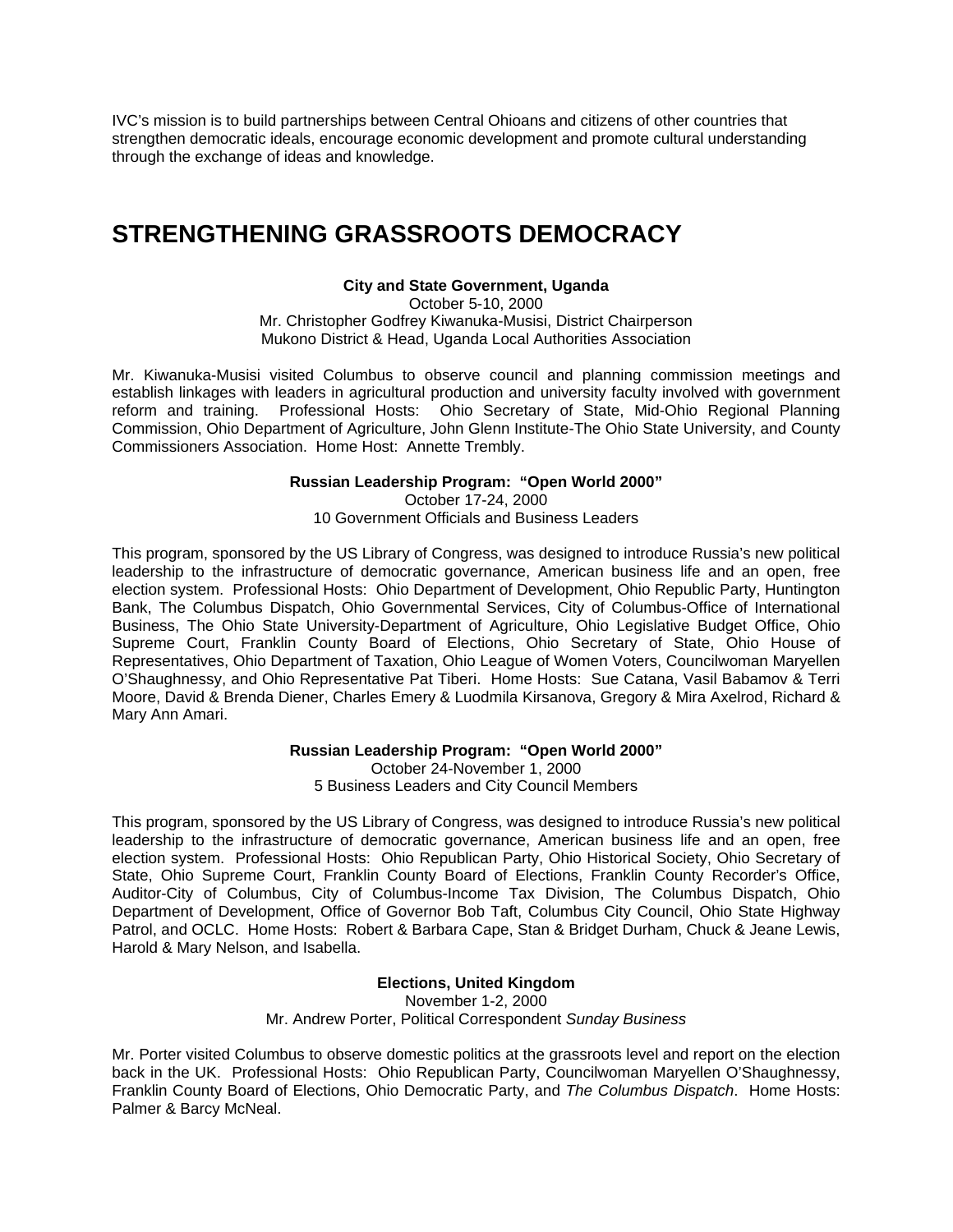IVC's mission is to build partnerships between Central Ohioans and citizens of other countries that strengthen democratic ideals, encourage economic development and promote cultural understanding through the exchange of ideas and knowledge.

# STRENGTHENING GRASSROOTS DEMOCRACY

**City and State Government, Uganda**
October 5-10, 2000
Mr. Christopher Godfrey Kiwanuka-Musisi, District Chairperson
Mukono District & Head, Uganda Local Authorities Association

Mr. Kiwanuka-Musisi visited Columbus to observe council and planning commission meetings and establish linkages with leaders in agricultural production and university faculty involved with government reform and training. Professional Hosts: Ohio Secretary of State, Mid-Ohio Regional Planning Commission, Ohio Department of Agriculture, John Glenn Institute-The Ohio State University, and County Commissioners Association. Home Host: Annette Trembly.

**Russian Leadership Program: "Open World 2000"**
October 17-24, 2000
10 Government Officials and Business Leaders

This program, sponsored by the US Library of Congress, was designed to introduce Russia's new political leadership to the infrastructure of democratic governance, American business life and an open, free election system. Professional Hosts: Ohio Department of Development, Ohio Republic Party, Huntington Bank, The Columbus Dispatch, Ohio Governmental Services, City of Columbus-Office of International Business, The Ohio State University-Department of Agriculture, Ohio Legislative Budget Office, Ohio Supreme Court, Franklin County Board of Elections, Ohio Secretary of State, Ohio House of Representatives, Ohio Department of Taxation, Ohio League of Women Voters, Councilwoman Maryellen O'Shaughnessy, and Ohio Representative Pat Tiberi. Home Hosts: Sue Catana, Vasil Babamov & Terri Moore, David & Brenda Diener, Charles Emery & Luodmila Kirsanova, Gregory & Mira Axelrod, Richard & Mary Ann Amari.

**Russian Leadership Program: "Open World 2000"**
October 24-November 1, 2000
5 Business Leaders and City Council Members

This program, sponsored by the US Library of Congress, was designed to introduce Russia's new political leadership to the infrastructure of democratic governance, American business life and an open, free election system. Professional Hosts: Ohio Republican Party, Ohio Historical Society, Ohio Secretary of State, Ohio Supreme Court, Franklin County Board of Elections, Franklin County Recorder's Office, Auditor-City of Columbus, City of Columbus-Income Tax Division, The Columbus Dispatch, Ohio Department of Development, Office of Governor Bob Taft, Columbus City Council, Ohio State Highway Patrol, and OCLC. Home Hosts: Robert & Barbara Cape, Stan & Bridget Durham, Chuck & Jeane Lewis, Harold & Mary Nelson, and Isabella.

**Elections, United Kingdom**
November 1-2, 2000
Mr. Andrew Porter, Political Correspondent *Sunday Business*

Mr. Porter visited Columbus to observe domestic politics at the grassroots level and report on the election back in the UK. Professional Hosts: Ohio Republican Party, Councilwoman Maryellen O'Shaughnessy, Franklin County Board of Elections, Ohio Democratic Party, and *The Columbus Dispatch*. Home Hosts: Palmer & Barcy McNeal.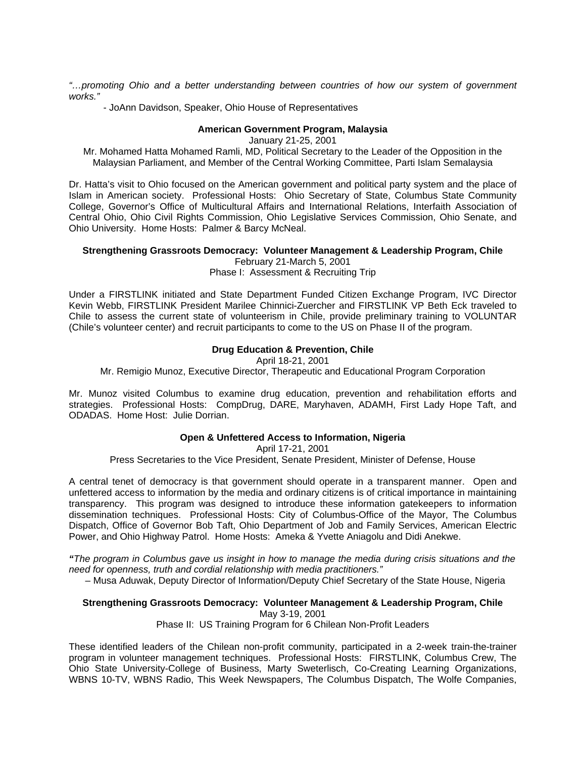*"…promoting Ohio and a better understanding between countries of how our system of government works."*

- JoAnn Davidson, Speaker, Ohio House of Representatives

**American Government Program, Malaysia**

January 21-25, 2001

Mr. Mohamed Hatta Mohamed Ramli, MD, Political Secretary to the Leader of the Opposition in the Malaysian Parliament, and Member of the Central Working Committee, Parti Islam Semalaysia

Dr. Hatta's visit to Ohio focused on the American government and political party system and the place of Islam in American society. Professional Hosts: Ohio Secretary of State, Columbus State Community College, Governor's Office of Multicultural Affairs and International Relations, Interfaith Association of Central Ohio, Ohio Civil Rights Commission, Ohio Legislative Services Commission, Ohio Senate, and Ohio University. Home Hosts: Palmer & Barcy McNeal.

**Strengthening Grassroots Democracy: Volunteer Management & Leadership Program, Chile**

February 21-March 5, 2001

Phase I: Assessment & Recruiting Trip

Under a FIRSTLINK initiated and State Department Funded Citizen Exchange Program, IVC Director Kevin Webb, FIRSTLINK President Marilee Chinnici-Zuercher and FIRSTLINK VP Beth Eck traveled to Chile to assess the current state of volunteerism in Chile, provide preliminary training to VOLUNTAR (Chile's volunteer center) and recruit participants to come to the US on Phase II of the program.

**Drug Education & Prevention, Chile**

April 18-21, 2001

Mr. Remigio Munoz, Executive Director, Therapeutic and Educational Program Corporation

Mr. Munoz visited Columbus to examine drug education, prevention and rehabilitation efforts and strategies. Professional Hosts: CompDrug, DARE, Maryhaven, ADAMH, First Lady Hope Taft, and ODADAS. Home Host: Julie Dorrian.

**Open & Unfettered Access to Information, Nigeria**

April 17-21, 2001

Press Secretaries to the Vice President, Senate President, Minister of Defense, House

A central tenet of democracy is that government should operate in a transparent manner. Open and unfettered access to information by the media and ordinary citizens is of critical importance in maintaining transparency. This program was designed to introduce these information gatekeepers to information dissemination techniques. Professional Hosts: City of Columbus-Office of the Mayor, The Columbus Dispatch, Office of Governor Bob Taft, Ohio Department of Job and Family Services, American Electric Power, and Ohio Highway Patrol. Home Hosts: Ameka & Yvette Aniagolu and Didi Anekwe.

***"****The program in Columbus gave us insight in how to manage the media during crisis situations and the need for openness, truth and cordial relationship with media practitioners."*

– Musa Aduwak, Deputy Director of Information/Deputy Chief Secretary of the State House, Nigeria

**Strengthening Grassroots Democracy: Volunteer Management & Leadership Program, Chile**

May 3-19, 2001

Phase II: US Training Program for 6 Chilean Non-Profit Leaders

These identified leaders of the Chilean non-profit community, participated in a 2-week train-the-trainer program in volunteer management techniques. Professional Hosts: FIRSTLINK, Columbus Crew, The Ohio State University-College of Business, Marty Sweterlisch, Co-Creating Learning Organizations, WBNS 10-TV, WBNS Radio, This Week Newspapers, The Columbus Dispatch, The Wolfe Companies,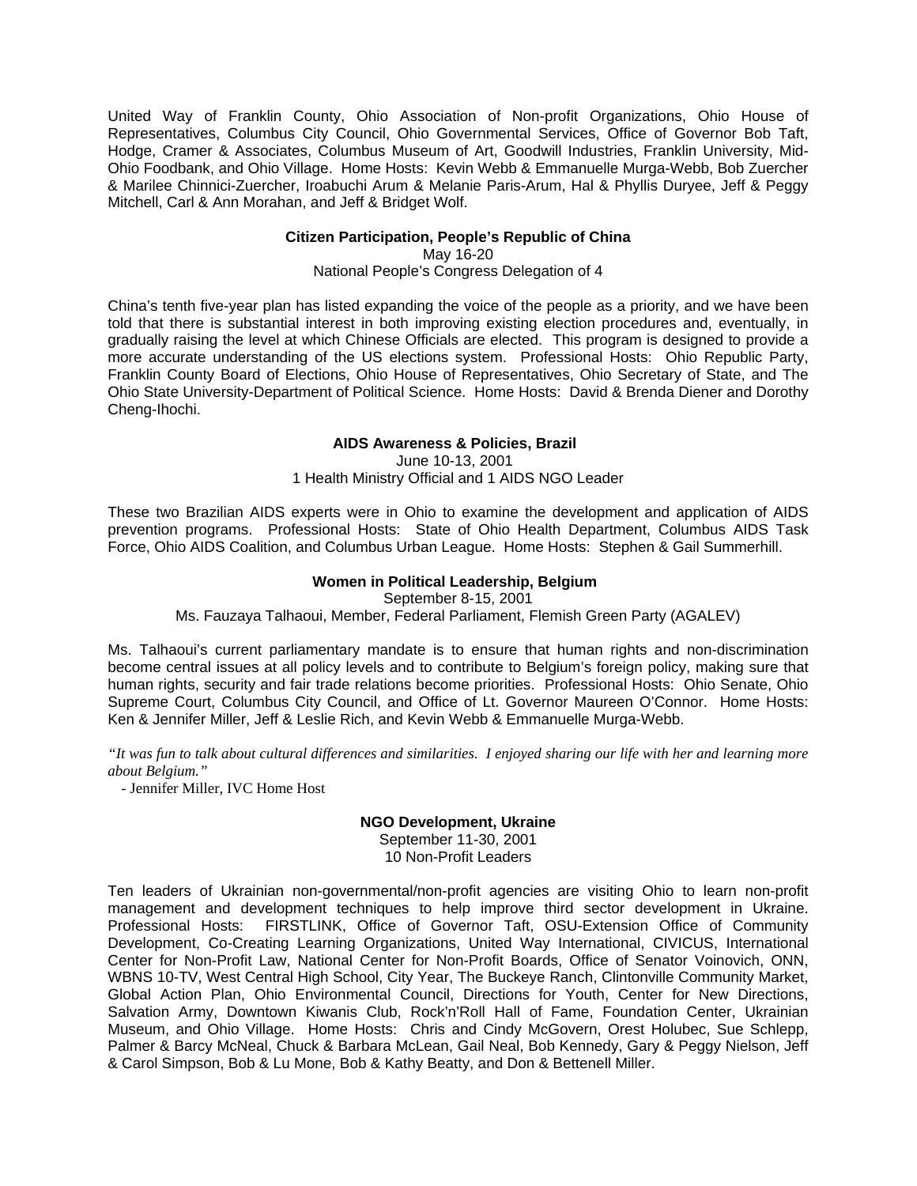United Way of Franklin County, Ohio Association of Non-profit Organizations, Ohio House of Representatives, Columbus City Council, Ohio Governmental Services, Office of Governor Bob Taft, Hodge, Cramer & Associates, Columbus Museum of Art, Goodwill Industries, Franklin University, Mid-Ohio Foodbank, and Ohio Village. Home Hosts: Kevin Webb & Emmanuelle Murga-Webb, Bob Zuercher & Marilee Chinnici-Zuercher, Iroabuchi Arum & Melanie Paris-Arum, Hal & Phyllis Duryee, Jeff & Peggy Mitchell, Carl & Ann Morahan, and Jeff & Bridget Wolf.

**Citizen Participation, People's Republic of China**

May 16-20

National People's Congress Delegation of 4

China's tenth five-year plan has listed expanding the voice of the people as a priority, and we have been told that there is substantial interest in both improving existing election procedures and, eventually, in gradually raising the level at which Chinese Officials are elected. This program is designed to provide a more accurate understanding of the US elections system. Professional Hosts: Ohio Republic Party, Franklin County Board of Elections, Ohio House of Representatives, Ohio Secretary of State, and The Ohio State University-Department of Political Science. Home Hosts: David & Brenda Diener and Dorothy Cheng-Ihochi.

**AIDS Awareness & Policies, Brazil**

June 10-13, 2001

1 Health Ministry Official and 1 AIDS NGO Leader

These two Brazilian AIDS experts were in Ohio to examine the development and application of AIDS prevention programs. Professional Hosts: State of Ohio Health Department, Columbus AIDS Task Force, Ohio AIDS Coalition, and Columbus Urban League. Home Hosts: Stephen & Gail Summerhill.

**Women in Political Leadership, Belgium**

September 8-15, 2001

Ms. Fauzaya Talhaoui, Member, Federal Parliament, Flemish Green Party (AGALEV)

Ms. Talhaoui's current parliamentary mandate is to ensure that human rights and non-discrimination become central issues at all policy levels and to contribute to Belgium's foreign policy, making sure that human rights, security and fair trade relations become priorities. Professional Hosts: Ohio Senate, Ohio Supreme Court, Columbus City Council, and Office of Lt. Governor Maureen O'Connor. Home Hosts: Ken & Jennifer Miller, Jeff & Leslie Rich, and Kevin Webb & Emmanuelle Murga-Webb.

*"It was fun to talk about cultural differences and similarities. I enjoyed sharing our life with her and learning more about Belgium."*

- Jennifer Miller, IVC Home Host

**NGO Development, Ukraine**

September 11-30, 2001

10 Non-Profit Leaders

Ten leaders of Ukrainian non-governmental/non-profit agencies are visiting Ohio to learn non-profit management and development techniques to help improve third sector development in Ukraine. Professional Hosts: FIRSTLINK, Office of Governor Taft, OSU-Extension Office of Community Development, Co-Creating Learning Organizations, United Way International, CIVICUS, International Center for Non-Profit Law, National Center for Non-Profit Boards, Office of Senator Voinovich, ONN, WBNS 10-TV, West Central High School, City Year, The Buckeye Ranch, Clintonville Community Market, Global Action Plan, Ohio Environmental Council, Directions for Youth, Center for New Directions, Salvation Army, Downtown Kiwanis Club, Rock'n'Roll Hall of Fame, Foundation Center, Ukrainian Museum, and Ohio Village. Home Hosts: Chris and Cindy McGovern, Orest Holubec, Sue Schlepp, Palmer & Barcy McNeal, Chuck & Barbara McLean, Gail Neal, Bob Kennedy, Gary & Peggy Nielson, Jeff & Carol Simpson, Bob & Lu Mone, Bob & Kathy Beatty, and Don & Bettenell Miller.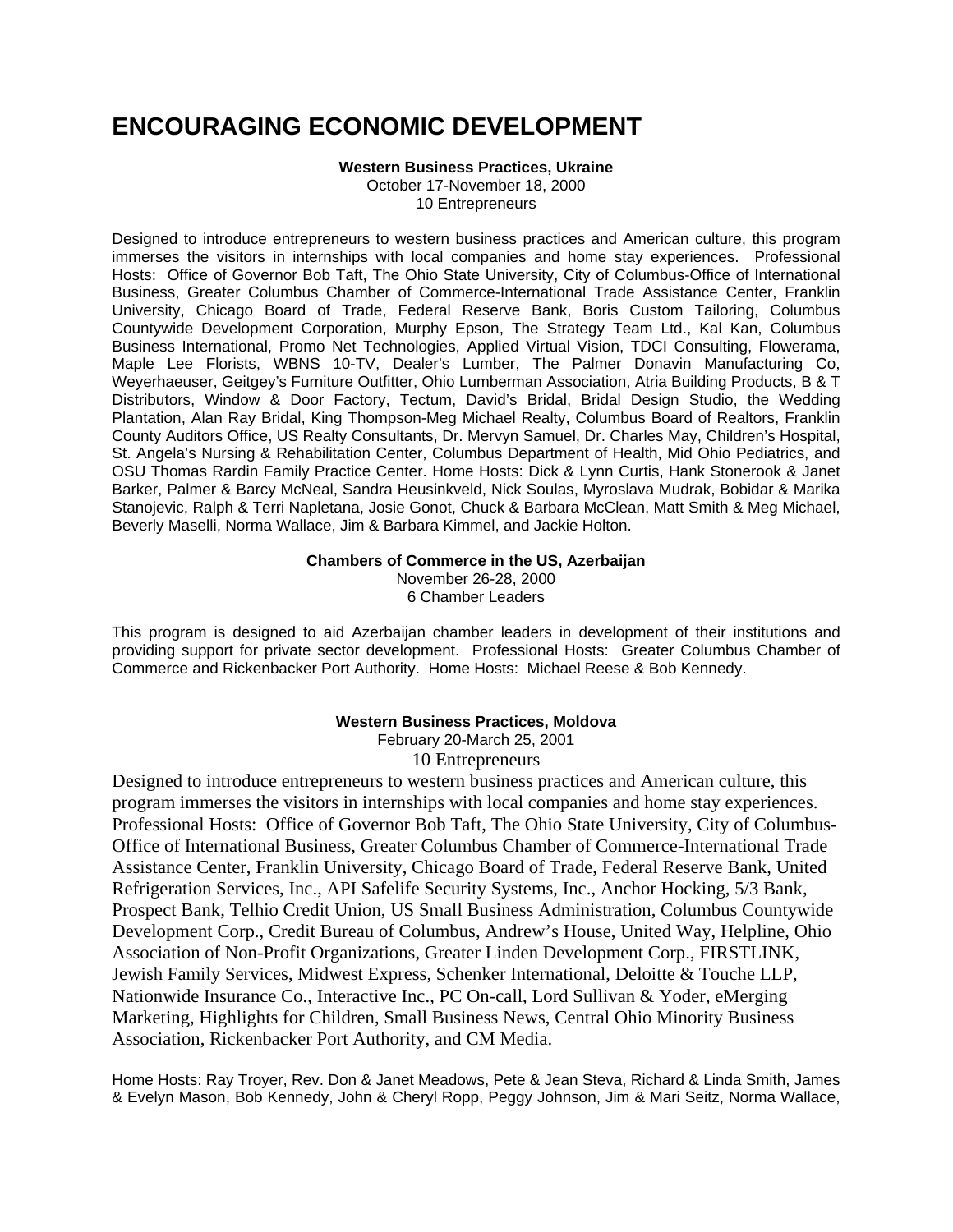# ENCOURAGING ECONOMIC DEVELOPMENT

**Western Business Practices, Ukraine**
October 17-November 18, 2000
10 Entrepreneurs

Designed to introduce entrepreneurs to western business practices and American culture, this program immerses the visitors in internships with local companies and home stay experiences. Professional Hosts: Office of Governor Bob Taft, The Ohio State University, City of Columbus-Office of International Business, Greater Columbus Chamber of Commerce-International Trade Assistance Center, Franklin University, Chicago Board of Trade, Federal Reserve Bank, Boris Custom Tailoring, Columbus Countywide Development Corporation, Murphy Epson, The Strategy Team Ltd., Kal Kan, Columbus Business International, Promo Net Technologies, Applied Virtual Vision, TDCI Consulting, Flowerama, Maple Lee Florists, WBNS 10-TV, Dealer's Lumber, The Palmer Donavin Manufacturing Co, Weyerhaeuser, Geitgey's Furniture Outfitter, Ohio Lumberman Association, Atria Building Products, B & T Distributors, Window & Door Factory, Tectum, David's Bridal, Bridal Design Studio, the Wedding Plantation, Alan Ray Bridal, King Thompson-Meg Michael Realty, Columbus Board of Realtors, Franklin County Auditors Office, US Realty Consultants, Dr. Mervyn Samuel, Dr. Charles May, Children's Hospital, St. Angela's Nursing & Rehabilitation Center, Columbus Department of Health, Mid Ohio Pediatrics, and OSU Thomas Rardin Family Practice Center. Home Hosts: Dick & Lynn Curtis, Hank Stonerook & Janet Barker, Palmer & Barcy McNeal, Sandra Heusinkveld, Nick Soulas, Myroslava Mudrak, Bobidar & Marika Stanojevic, Ralph & Terri Napletana, Josie Gonot, Chuck & Barbara McClean, Matt Smith & Meg Michael, Beverly Maselli, Norma Wallace, Jim & Barbara Kimmel, and Jackie Holton.

**Chambers of Commerce in the US, Azerbaijan**
November 26-28, 2000
6 Chamber Leaders

This program is designed to aid Azerbaijan chamber leaders in development of their institutions and providing support for private sector development. Professional Hosts: Greater Columbus Chamber of Commerce and Rickenbacker Port Authority. Home Hosts: Michael Reese & Bob Kennedy.

**Western Business Practices, Moldova**
February 20-March 25, 2001
10 Entrepreneurs

Designed to introduce entrepreneurs to western business practices and American culture, this program immerses the visitors in internships with local companies and home stay experiences. Professional Hosts: Office of Governor Bob Taft, The Ohio State University, City of Columbus-Office of International Business, Greater Columbus Chamber of Commerce-International Trade Assistance Center, Franklin University, Chicago Board of Trade, Federal Reserve Bank, United Refrigeration Services, Inc., API Safelife Security Systems, Inc., Anchor Hocking, 5/3 Bank, Prospect Bank, Telhio Credit Union, US Small Business Administration, Columbus Countywide Development Corp., Credit Bureau of Columbus, Andrew's House, United Way, Helpline, Ohio Association of Non-Profit Organizations, Greater Linden Development Corp., FIRSTLINK, Jewish Family Services, Midwest Express, Schenker International, Deloitte & Touche LLP, Nationwide Insurance Co., Interactive Inc., PC On-call, Lord Sullivan & Yoder, eMerging Marketing, Highlights for Children, Small Business News, Central Ohio Minority Business Association, Rickenbacker Port Authority, and CM Media.

Home Hosts: Ray Troyer, Rev. Don & Janet Meadows, Pete & Jean Steva, Richard & Linda Smith, James & Evelyn Mason, Bob Kennedy, John & Cheryl Ropp, Peggy Johnson, Jim & Mari Seitz, Norma Wallace,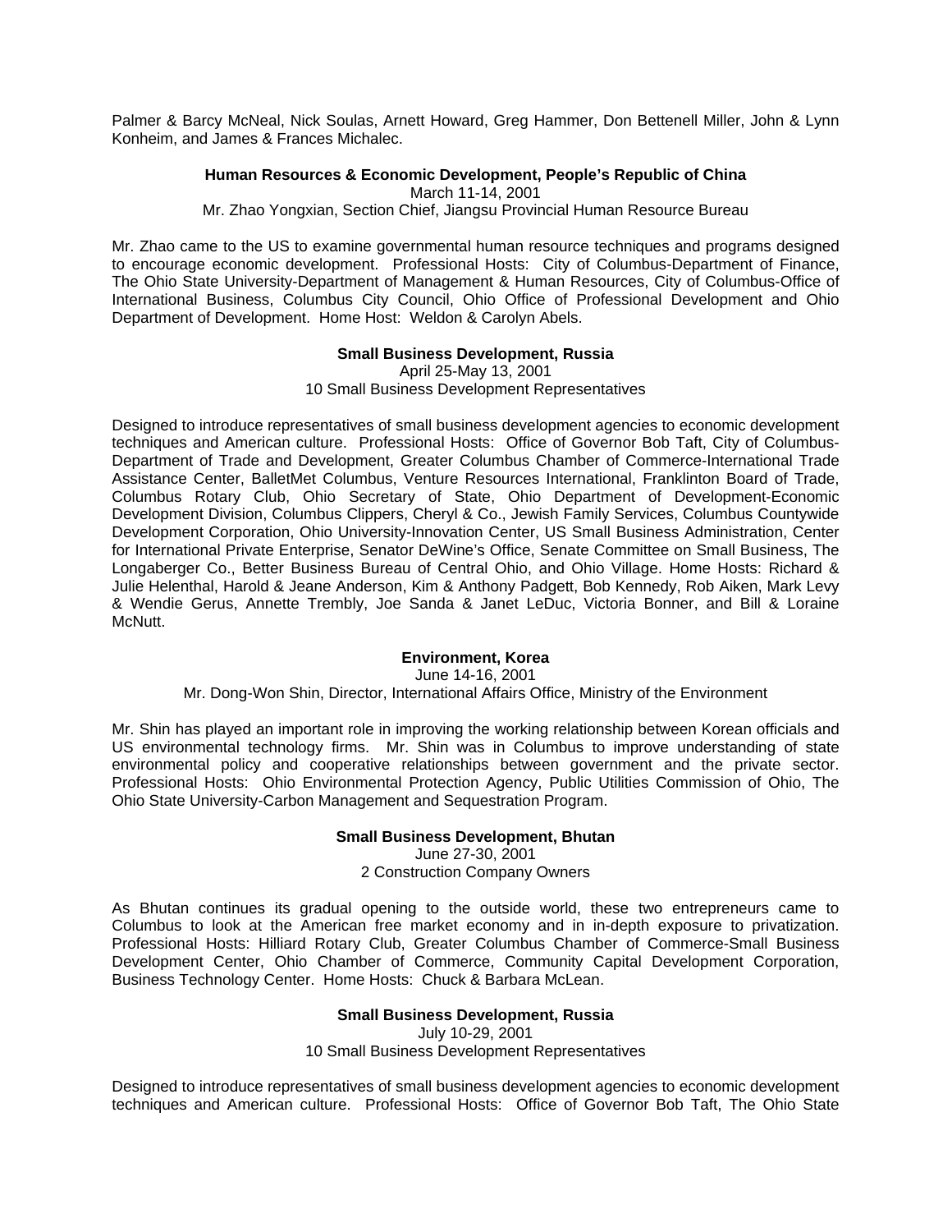Palmer & Barcy McNeal, Nick Soulas, Arnett Howard, Greg Hammer, Don Bettenell Miller, John & Lynn Konheim, and James & Frances Michalec.

**Human Resources & Economic Development, People's Republic of China**

March 11-14, 2001

Mr. Zhao Yongxian, Section Chief, Jiangsu Provincial Human Resource Bureau

Mr. Zhao came to the US to examine governmental human resource techniques and programs designed to encourage economic development. Professional Hosts: City of Columbus-Department of Finance, The Ohio State University-Department of Management & Human Resources, City of Columbus-Office of International Business, Columbus City Council, Ohio Office of Professional Development and Ohio Department of Development. Home Host: Weldon & Carolyn Abels.

**Small Business Development, Russia**

April 25-May 13, 2001

10 Small Business Development Representatives

Designed to introduce representatives of small business development agencies to economic development techniques and American culture. Professional Hosts: Office of Governor Bob Taft, City of Columbus-Department of Trade and Development, Greater Columbus Chamber of Commerce-International Trade Assistance Center, BalletMet Columbus, Venture Resources International, Franklinton Board of Trade, Columbus Rotary Club, Ohio Secretary of State, Ohio Department of Development-Economic Development Division, Columbus Clippers, Cheryl & Co., Jewish Family Services, Columbus Countywide Development Corporation, Ohio University-Innovation Center, US Small Business Administration, Center for International Private Enterprise, Senator DeWine's Office, Senate Committee on Small Business, The Longaberger Co., Better Business Bureau of Central Ohio, and Ohio Village. Home Hosts: Richard & Julie Helenthal, Harold & Jeane Anderson, Kim & Anthony Padgett, Bob Kennedy, Rob Aiken, Mark Levy & Wendie Gerus, Annette Trembly, Joe Sanda & Janet LeDuc, Victoria Bonner, and Bill & Loraine McNutt.

**Environment, Korea**

June 14-16, 2001

Mr. Dong-Won Shin, Director, International Affairs Office, Ministry of the Environment

Mr. Shin has played an important role in improving the working relationship between Korean officials and US environmental technology firms. Mr. Shin was in Columbus to improve understanding of state environmental policy and cooperative relationships between government and the private sector. Professional Hosts: Ohio Environmental Protection Agency, Public Utilities Commission of Ohio, The Ohio State University-Carbon Management and Sequestration Program.

**Small Business Development, Bhutan**

June 27-30, 2001

2 Construction Company Owners

As Bhutan continues its gradual opening to the outside world, these two entrepreneurs came to Columbus to look at the American free market economy and in in-depth exposure to privatization. Professional Hosts: Hilliard Rotary Club, Greater Columbus Chamber of Commerce-Small Business Development Center, Ohio Chamber of Commerce, Community Capital Development Corporation, Business Technology Center. Home Hosts: Chuck & Barbara McLean.

**Small Business Development, Russia**

July 10-29, 2001

10 Small Business Development Representatives

Designed to introduce representatives of small business development agencies to economic development techniques and American culture. Professional Hosts: Office of Governor Bob Taft, The Ohio State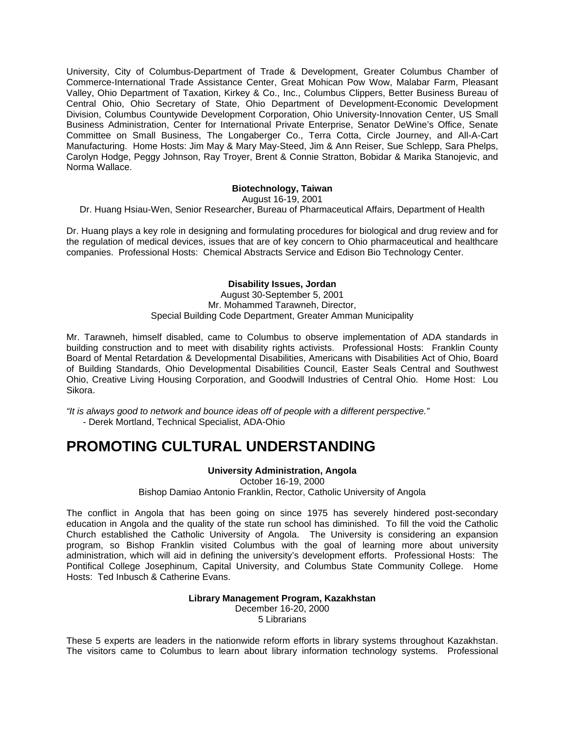University, City of Columbus-Department of Trade & Development, Greater Columbus Chamber of Commerce-International Trade Assistance Center, Great Mohican Pow Wow, Malabar Farm, Pleasant Valley, Ohio Department of Taxation, Kirkey & Co., Inc., Columbus Clippers, Better Business Bureau of Central Ohio, Ohio Secretary of State, Ohio Department of Development-Economic Development Division, Columbus Countywide Development Corporation, Ohio University-Innovation Center, US Small Business Administration, Center for International Private Enterprise, Senator DeWine's Office, Senate Committee on Small Business, The Longaberger Co., Terra Cotta, Circle Journey, and All-A-Cart Manufacturing. Home Hosts: Jim May & Mary May-Steed, Jim & Ann Reiser, Sue Schlepp, Sara Phelps, Carolyn Hodge, Peggy Johnson, Ray Troyer, Brent & Connie Stratton, Bobidar & Marika Stanojevic, and Norma Wallace.

**Biotechnology, Taiwan**
August 16-19, 2001
Dr. Huang Hsiau-Wen, Senior Researcher, Bureau of Pharmaceutical Affairs, Department of Health

Dr. Huang plays a key role in designing and formulating procedures for biological and drug review and for the regulation of medical devices, issues that are of key concern to Ohio pharmaceutical and healthcare companies. Professional Hosts: Chemical Abstracts Service and Edison Bio Technology Center.

**Disability Issues, Jordan**
August 30-September 5, 2001
Mr. Mohammed Tarawneh, Director,
Special Building Code Department, Greater Amman Municipality

Mr. Tarawneh, himself disabled, came to Columbus to observe implementation of ADA standards in building construction and to meet with disability rights activists. Professional Hosts: Franklin County Board of Mental Retardation & Developmental Disabilities, Americans with Disabilities Act of Ohio, Board of Building Standards, Ohio Developmental Disabilities Council, Easter Seals Central and Southwest Ohio, Creative Living Housing Corporation, and Goodwill Industries of Central Ohio. Home Host: Lou Sikora.

*"It is always good to network and bounce ideas off of people with a different perspective."*
- Derek Mortland, Technical Specialist, ADA-Ohio

# PROMOTING CULTURAL UNDERSTANDING

**University Administration, Angola**
October 16-19, 2000
Bishop Damiao Antonio Franklin, Rector, Catholic University of Angola

The conflict in Angola that has been going on since 1975 has severely hindered post-secondary education in Angola and the quality of the state run school has diminished. To fill the void the Catholic Church established the Catholic University of Angola. The University is considering an expansion program, so Bishop Franklin visited Columbus with the goal of learning more about university administration, which will aid in defining the university's development efforts. Professional Hosts: The Pontifical College Josephinum, Capital University, and Columbus State Community College. Home Hosts: Ted Inbusch & Catherine Evans.

**Library Management Program, Kazakhstan**
December 16-20, 2000
5 Librarians

These 5 experts are leaders in the nationwide reform efforts in library systems throughout Kazakhstan. The visitors came to Columbus to learn about library information technology systems. Professional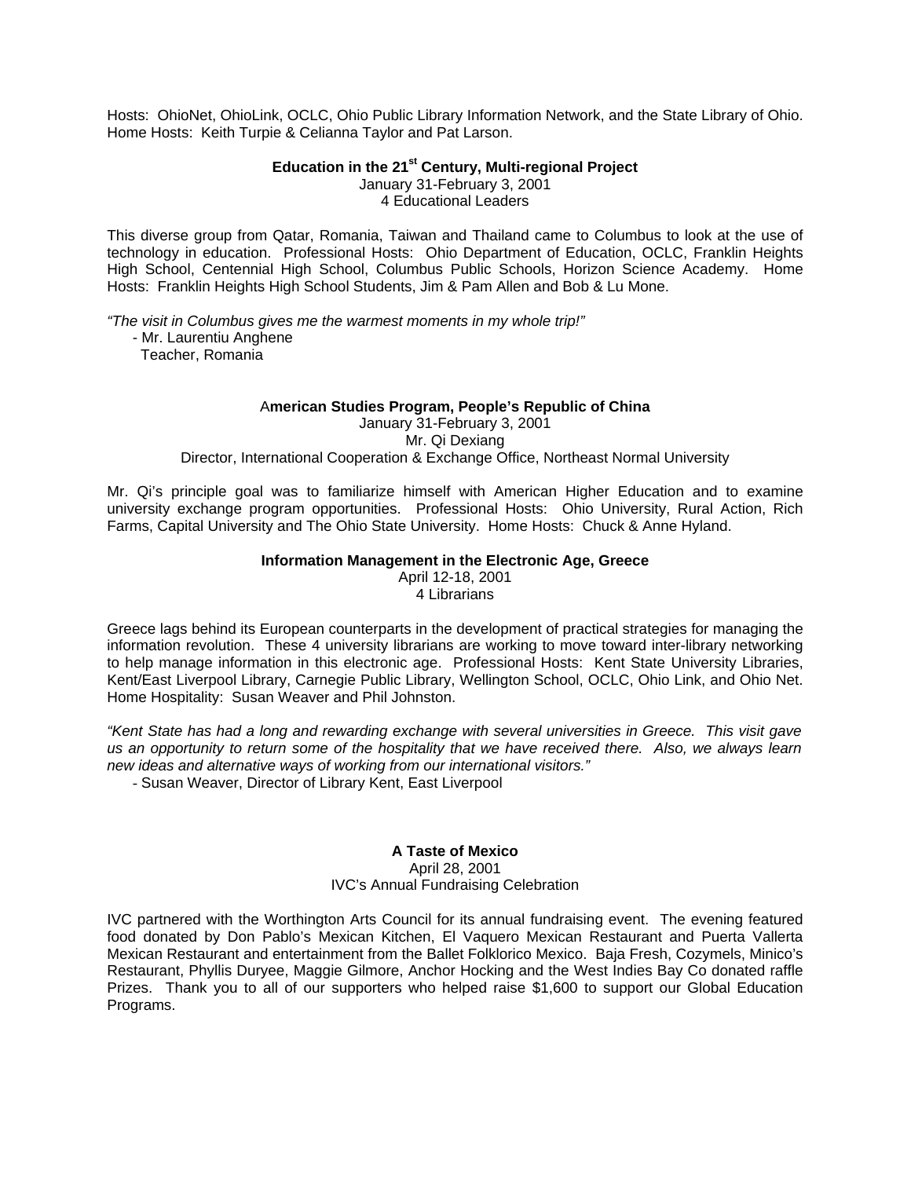Hosts: OhioNet, OhioLink, OCLC, Ohio Public Library Information Network, and the State Library of Ohio. Home Hosts: Keith Turpie & Celianna Taylor and Pat Larson.

### Education in the 21st Century, Multi-regional Project

January 31-February 3, 2001
4 Educational Leaders

This diverse group from Qatar, Romania, Taiwan and Thailand came to Columbus to look at the use of technology in education. Professional Hosts: Ohio Department of Education, OCLC, Franklin Heights High School, Centennial High School, Columbus Public Schools, Horizon Science Academy. Home Hosts: Franklin Heights High School Students, Jim & Pam Allen and Bob & Lu Mone.

*"The visit in Columbus gives me the warmest moments in my whole trip!"*
- Mr. Laurentiu Anghene
Teacher, Romania

### American Studies Program, People's Republic of China

January 31-February 3, 2001
Mr. Qi Dexiang
Director, International Cooperation & Exchange Office, Northeast Normal University

Mr. Qi's principle goal was to familiarize himself with American Higher Education and to examine university exchange program opportunities. Professional Hosts: Ohio University, Rural Action, Rich Farms, Capital University and The Ohio State University. Home Hosts: Chuck & Anne Hyland.

### Information Management in the Electronic Age, Greece

April 12-18, 2001
4 Librarians

Greece lags behind its European counterparts in the development of practical strategies for managing the information revolution. These 4 university librarians are working to move toward inter-library networking to help manage information in this electronic age. Professional Hosts: Kent State University Libraries, Kent/East Liverpool Library, Carnegie Public Library, Wellington School, OCLC, Ohio Link, and Ohio Net. Home Hospitality: Susan Weaver and Phil Johnston.

*"Kent State has had a long and rewarding exchange with several universities in Greece. This visit gave us an opportunity to return some of the hospitality that we have received there. Also, we always learn new ideas and alternative ways of working from our international visitors."*
- Susan Weaver, Director of Library Kent, East Liverpool

### A Taste of Mexico

April 28, 2001
IVC's Annual Fundraising Celebration

IVC partnered with the Worthington Arts Council for its annual fundraising event. The evening featured food donated by Don Pablo's Mexican Kitchen, El Vaquero Mexican Restaurant and Puerta Vallerta Mexican Restaurant and entertainment from the Ballet Folklorico Mexico. Baja Fresh, Cozymels, Minico's Restaurant, Phyllis Duryee, Maggie Gilmore, Anchor Hocking and the West Indies Bay Co donated raffle Prizes. Thank you to all of our supporters who helped raise $1,600 to support our Global Education Programs.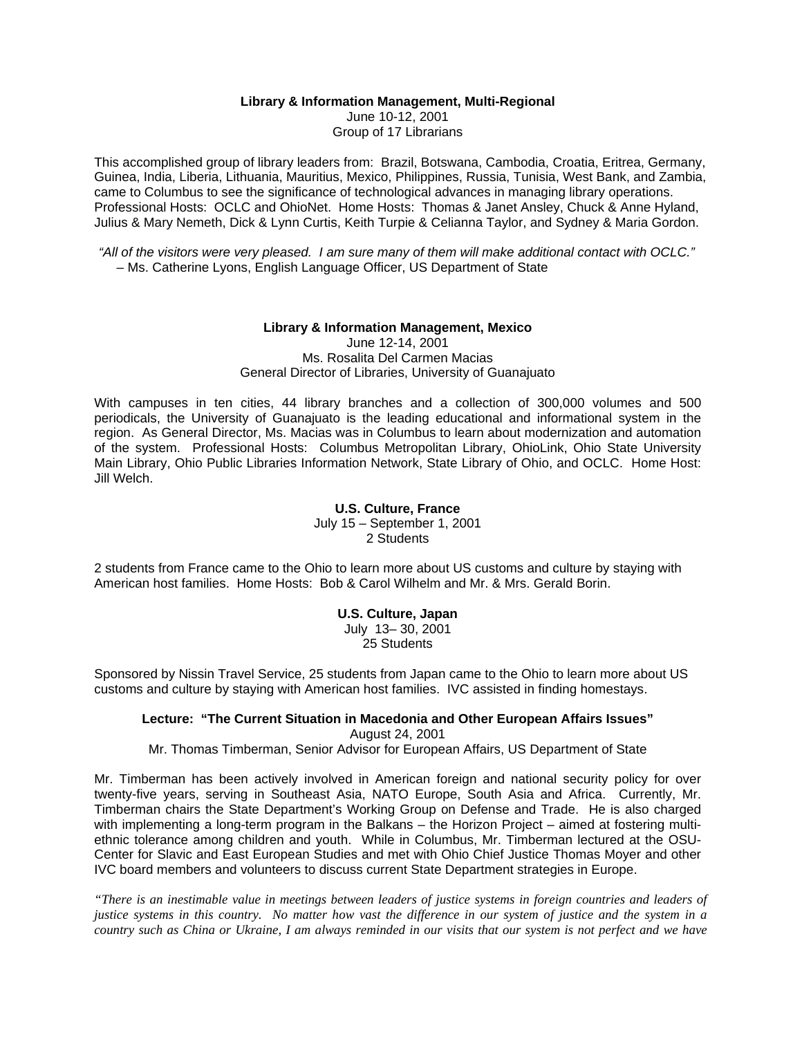**Library & Information Management, Multi-Regional**
June 10-12, 2001
Group of 17 Librarians

This accomplished group of library leaders from: Brazil, Botswana, Cambodia, Croatia, Eritrea, Germany, Guinea, India, Liberia, Lithuania, Mauritius, Mexico, Philippines, Russia, Tunisia, West Bank, and Zambia, came to Columbus to see the significance of technological advances in managing library operations. Professional Hosts: OCLC and OhioNet. Home Hosts: Thomas & Janet Ansley, Chuck & Anne Hyland, Julius & Mary Nemeth, Dick & Lynn Curtis, Keith Turpie & Celianna Taylor, and Sydney & Maria Gordon.

*"All of the visitors were very pleased. I am sure many of them will make additional contact with OCLC."*
– Ms. Catherine Lyons, English Language Officer, US Department of State

**Library & Information Management, Mexico**
June 12-14, 2001
Ms. Rosalita Del Carmen Macias
General Director of Libraries, University of Guanajuato

With campuses in ten cities, 44 library branches and a collection of 300,000 volumes and 500 periodicals, the University of Guanajuato is the leading educational and informational system in the region. As General Director, Ms. Macias was in Columbus to learn about modernization and automation of the system. Professional Hosts: Columbus Metropolitan Library, OhioLink, Ohio State University Main Library, Ohio Public Libraries Information Network, State Library of Ohio, and OCLC. Home Host: Jill Welch.

**U.S. Culture, France**
July 15 – September 1, 2001
2 Students

2 students from France came to the Ohio to learn more about US customs and culture by staying with American host families. Home Hosts: Bob & Carol Wilhelm and Mr. & Mrs. Gerald Borin.

**U.S. Culture, Japan**
July 13– 30, 2001
25 Students

Sponsored by Nissin Travel Service, 25 students from Japan came to the Ohio to learn more about US customs and culture by staying with American host families. IVC assisted in finding homestays.

**Lecture: "The Current Situation in Macedonia and Other European Affairs Issues"**
August 24, 2001
Mr. Thomas Timberman, Senior Advisor for European Affairs, US Department of State

Mr. Timberman has been actively involved in American foreign and national security policy for over twenty-five years, serving in Southeast Asia, NATO Europe, South Asia and Africa. Currently, Mr. Timberman chairs the State Department's Working Group on Defense and Trade. He is also charged with implementing a long-term program in the Balkans – the Horizon Project – aimed at fostering multi-ethnic tolerance among children and youth. While in Columbus, Mr. Timberman lectured at the OSU-Center for Slavic and East European Studies and met with Ohio Chief Justice Thomas Moyer and other IVC board members and volunteers to discuss current State Department strategies in Europe.

*"There is an inestimable value in meetings between leaders of justice systems in foreign countries and leaders of justice systems in this country. No matter how vast the difference in our system of justice and the system in a country such as China or Ukraine, I am always reminded in our visits that our system is not perfect and we have*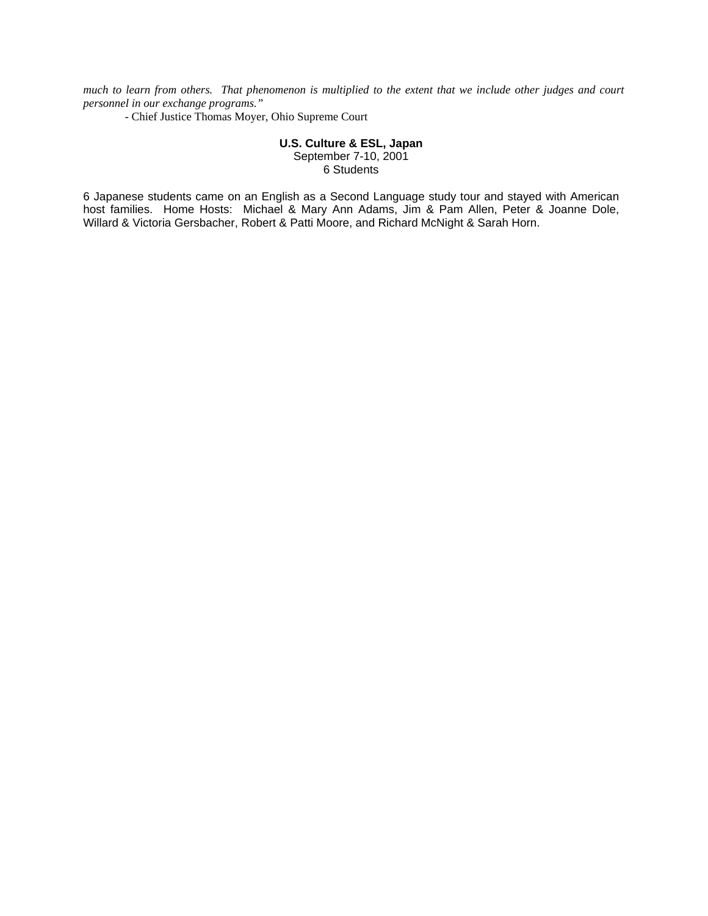*much to learn from others. That phenomenon is multiplied to the extent that we include other judges and court personnel in our exchange programs."*

- Chief Justice Thomas Moyer, Ohio Supreme Court

**U.S. Culture & ESL, Japan**
September 7-10, 2001
6 Students

6 Japanese students came on an English as a Second Language study tour and stayed with American host families. Home Hosts: Michael & Mary Ann Adams, Jim & Pam Allen, Peter & Joanne Dole, Willard & Victoria Gersbacher, Robert & Patti Moore, and Richard McNight & Sarah Horn.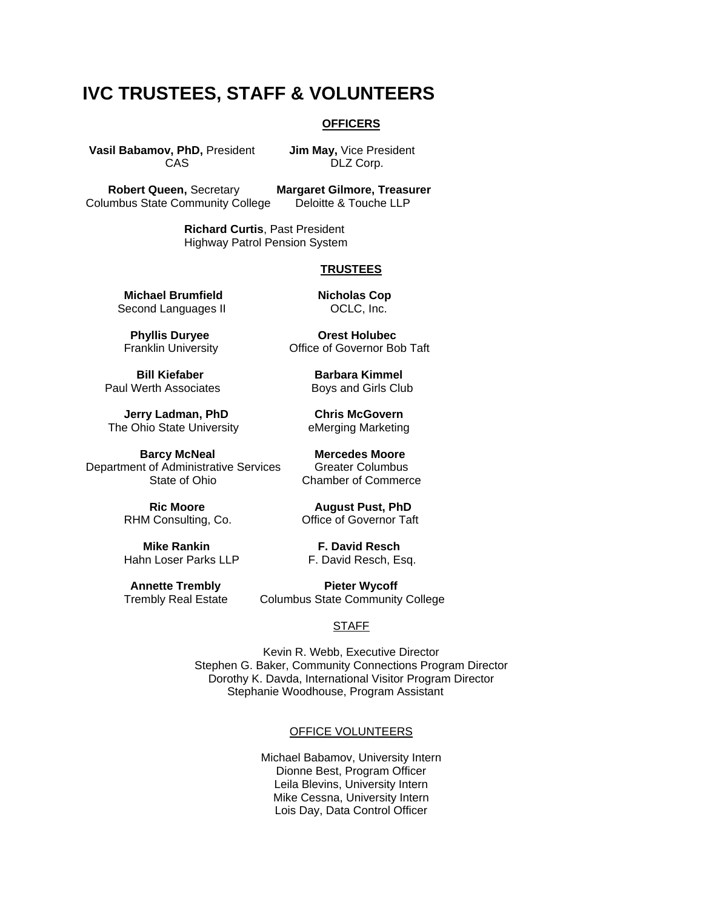# IVC TRUSTEES, STAFF & VOLUNTEERS

## OFFICERS

**Vasil Babamov, PhD,** President
CAS

**Jim May,** Vice President
DLZ Corp.

**Robert Queen,** Secretary
Columbus State Community College

**Margaret Gilmore, Treasurer**
Deloitte & Touche LLP

**Richard Curtis**, Past President
Highway Patrol Pension System

## TRUSTEES

**Michael Brumfield**
Second Languages II

**Nicholas Cop**
OCLC, Inc.

**Phyllis Duryee**
Franklin University

**Orest Holubec**
Office of Governor Bob Taft

**Bill Kiefaber**
Paul Werth Associates

**Barbara Kimmel**
Boys and Girls Club

**Jerry Ladman, PhD**
The Ohio State University

**Chris McGovern**
eMerging Marketing

**Barcy McNeal**
Department of Administrative Services
State of Ohio

**Mercedes Moore**
Greater Columbus
Chamber of Commerce

**Ric Moore**
RHM Consulting, Co.

**August Pust, PhD**
Office of Governor Taft

**Mike Rankin**
Hahn Loser Parks LLP

**F. David Resch**
F. David Resch, Esq.

**Annette Trembly**
Trembly Real Estate

**Pieter Wycoff**
Columbus State Community College

## STAFF

Kevin R. Webb, Executive Director
Stephen G. Baker, Community Connections Program Director
Dorothy K. Davda, International Visitor Program Director
Stephanie Woodhouse, Program Assistant

## OFFICE VOLUNTEERS

Michael Babamov, University Intern
Dionne Best, Program Officer
Leila Blevins, University Intern
Mike Cessna, University Intern
Lois Day, Data Control Officer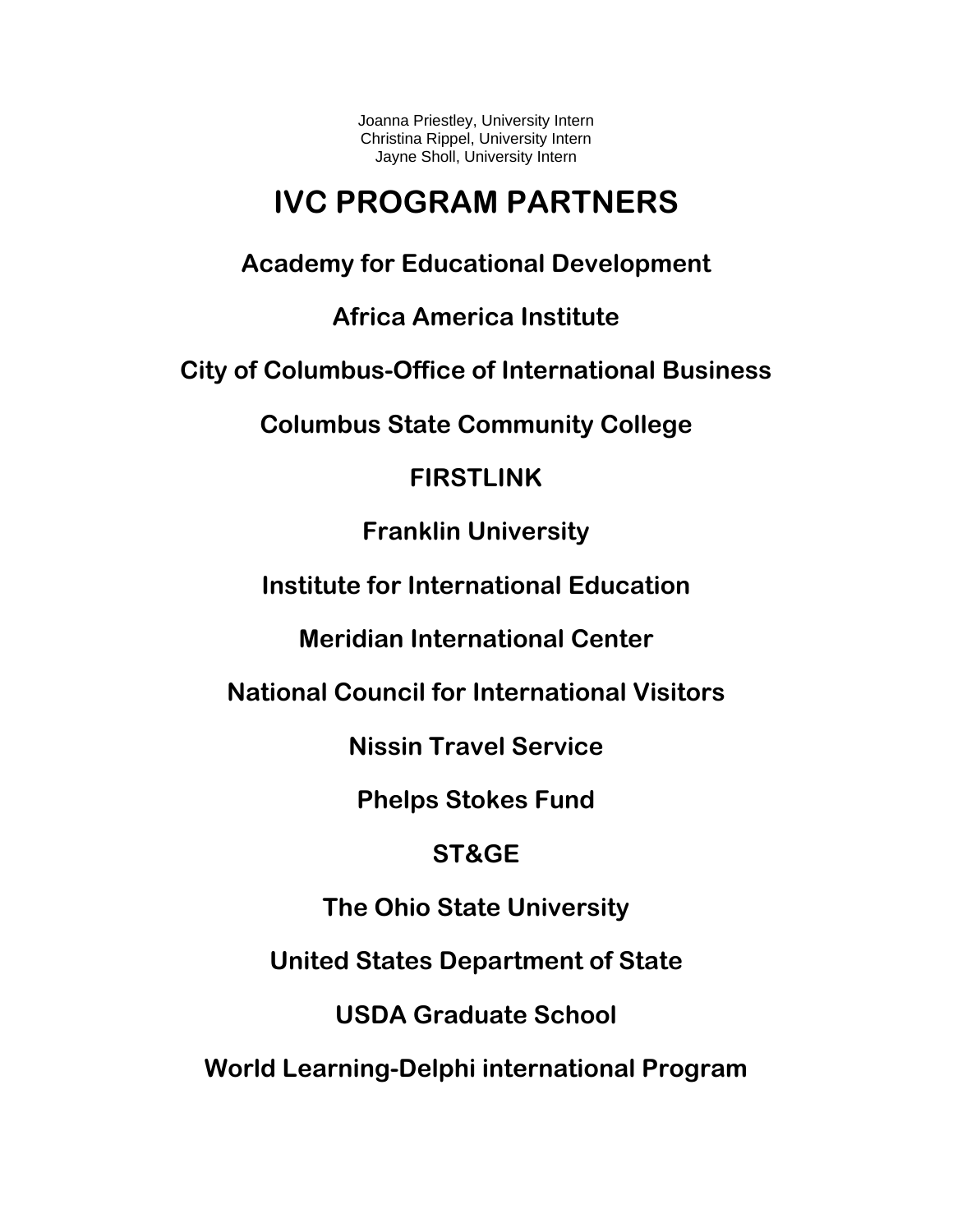Joanna Priestley, University Intern
Christina Rippel, University Intern
Jayne Sholl, University Intern

# IVC PROGRAM PARTNERS

**Academy for Educational Development**

**Africa America Institute**

**City of Columbus-Office of International Business**

**Columbus State Community College**

**FIRSTLINK**

**Franklin University**

**Institute for International Education**

**Meridian International Center**

**National Council for International Visitors**

**Nissin Travel Service**

**Phelps Stokes Fund**

**ST&GE**

**The Ohio State University**

**United States Department of State**

**USDA Graduate School**

**World Learning-Delphi international Program**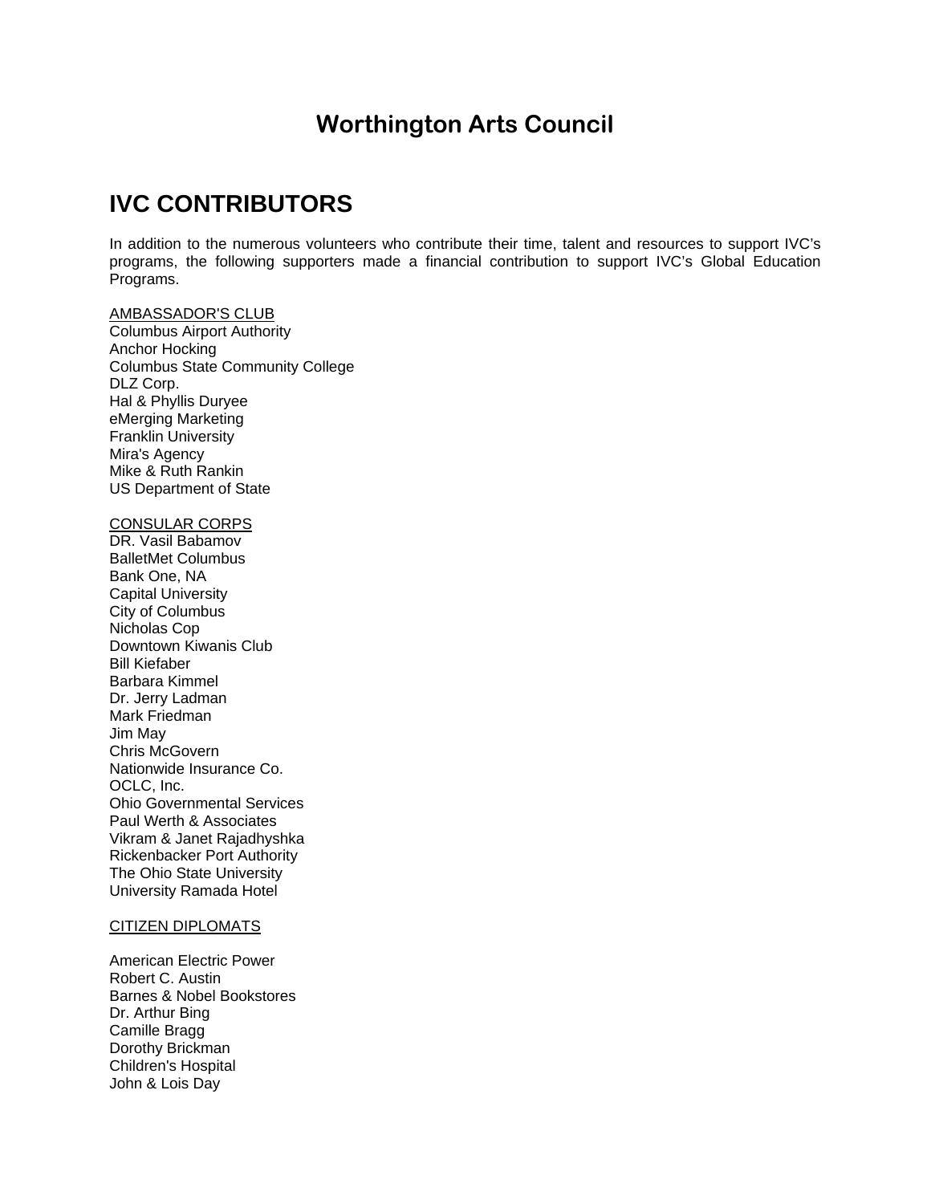# Worthington Arts Council

## IVC CONTRIBUTORS

In addition to the numerous volunteers who contribute their time, talent and resources to support IVC's programs, the following supporters made a financial contribution to support IVC's Global Education Programs.

AMBASSADOR'S CLUB
Columbus Airport Authority
Anchor Hocking
Columbus State Community College
DLZ Corp.
Hal & Phyllis Duryee
eMerging Marketing
Franklin University
Mira's Agency
Mike & Ruth Rankin
US Department of State

CONSULAR CORPS
DR. Vasil Babamov
BalletMet Columbus
Bank One, NA
Capital University
City of Columbus
Nicholas Cop
Downtown Kiwanis Club
Bill Kiefaber
Barbara Kimmel
Dr. Jerry Ladman
Mark Friedman
Jim May
Chris McGovern
Nationwide Insurance Co.
OCLC, Inc.
Ohio Governmental Services
Paul Werth & Associates
Vikram & Janet Rajadhyshka
Rickenbacker Port Authority
The Ohio State University
University Ramada Hotel

CITIZEN DIPLOMATS

American Electric Power
Robert C. Austin
Barnes & Nobel Bookstores
Dr. Arthur Bing
Camille Bragg
Dorothy Brickman
Children's Hospital
John & Lois Day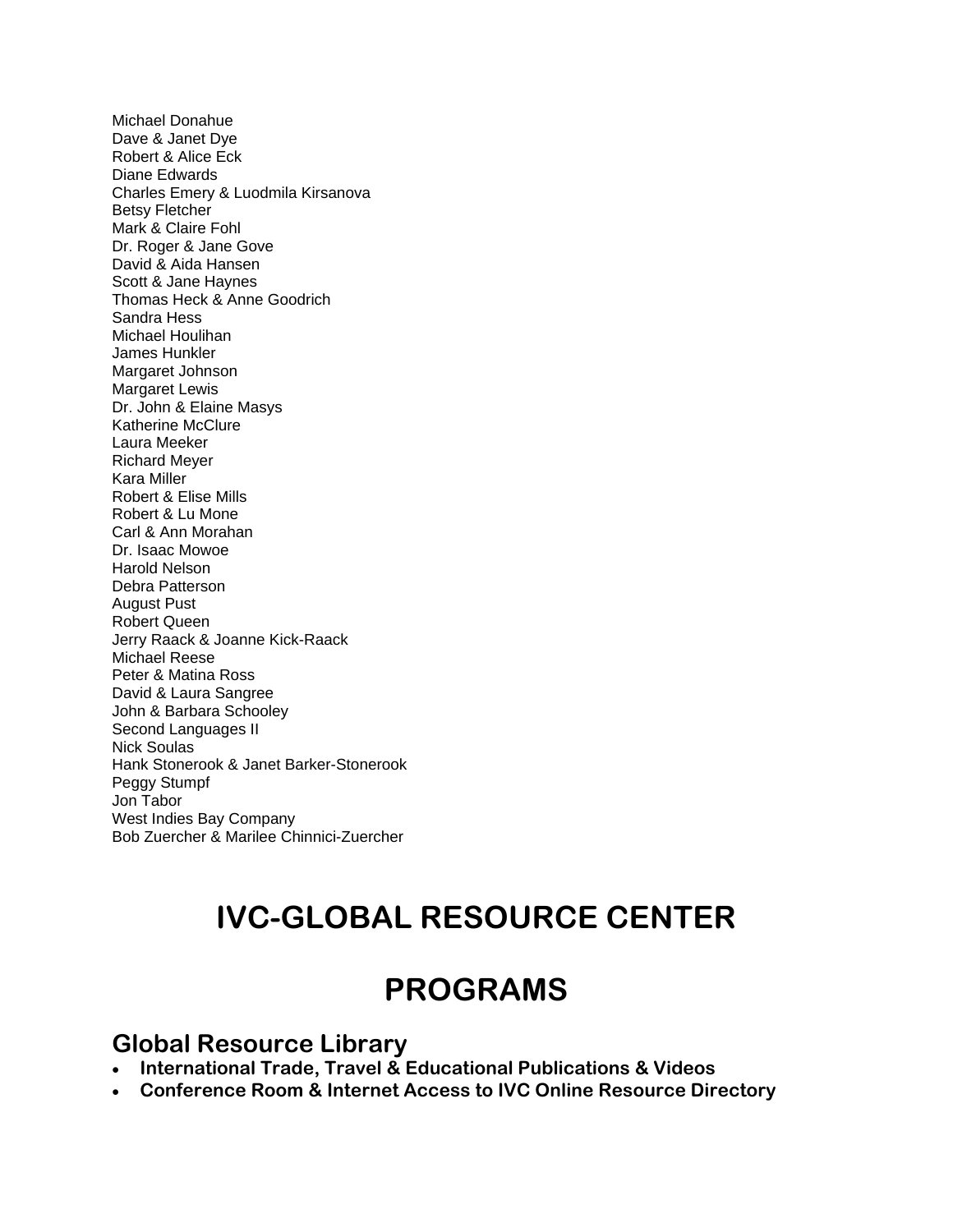Michael Donahue
Dave & Janet Dye
Robert & Alice Eck
Diane Edwards
Charles Emery & Luodmila Kirsanova
Betsy Fletcher
Mark & Claire Fohl
Dr. Roger & Jane Gove
David & Aida Hansen
Scott & Jane Haynes
Thomas Heck & Anne Goodrich
Sandra Hess
Michael Houlihan
James Hunkler
Margaret Johnson
Margaret Lewis
Dr. John & Elaine Masys
Katherine McClure
Laura Meeker
Richard Meyer
Kara Miller
Robert & Elise Mills
Robert & Lu Mone
Carl & Ann Morahan
Dr. Isaac Mowoe
Harold Nelson
Debra Patterson
August Pust
Robert Queen
Jerry Raack & Joanne Kick-Raack
Michael Reese
Peter & Matina Ross
David & Laura Sangree
John & Barbara Schooley
Second Languages II
Nick Soulas
Hank Stonerook & Janet Barker-Stonerook
Peggy Stumpf
Jon Tabor
West Indies Bay Company
Bob Zuercher & Marilee Chinnici-Zuercher

# IVC-GLOBAL RESOURCE CENTER

# PROGRAMS

## Global Resource Library

- **International Trade, Travel & Educational Publications & Videos**
- **Conference Room & Internet Access to IVC Online Resource Directory**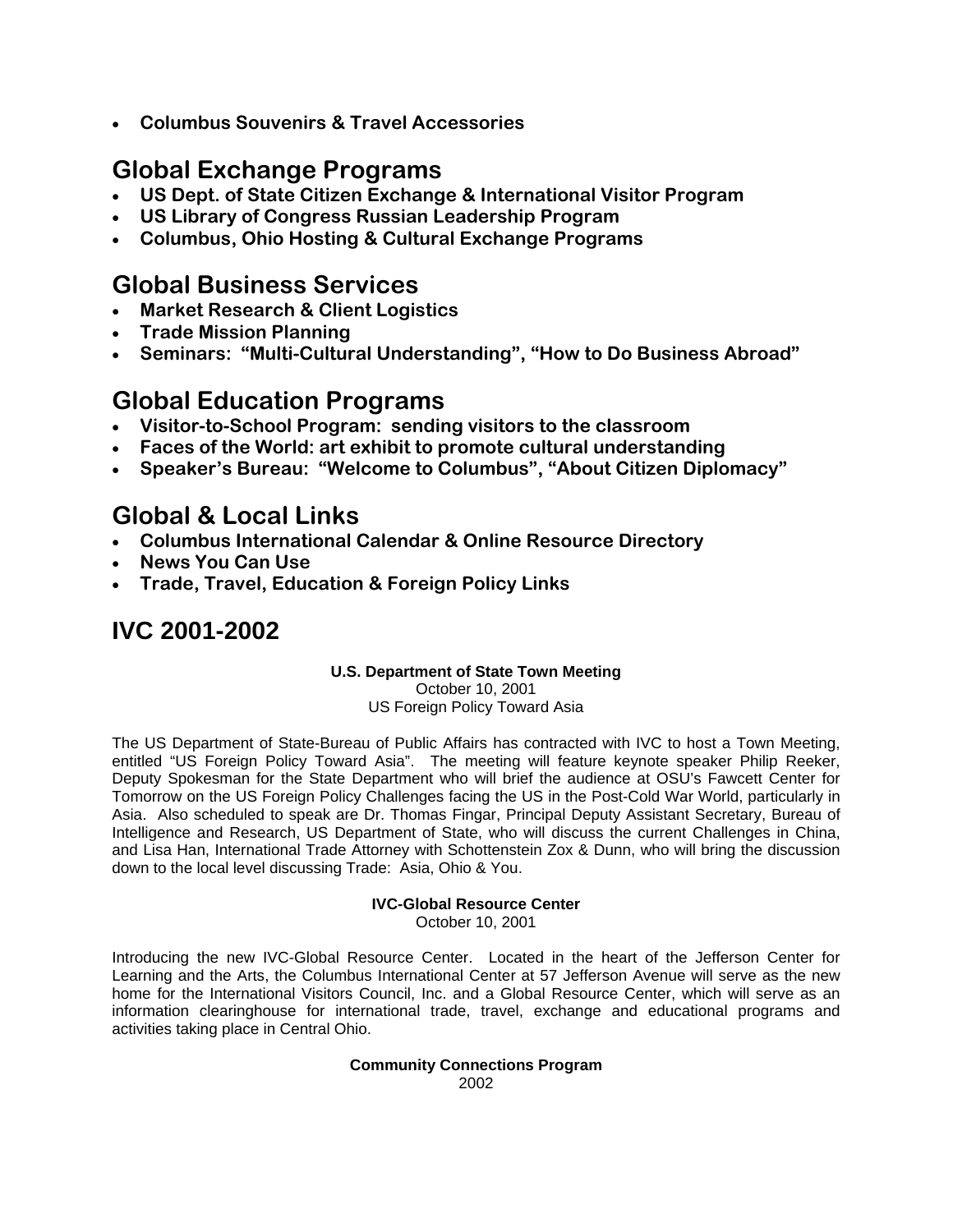- **Columbus Souvenirs & Travel Accessories**

## Global Exchange Programs

- **US Dept. of State Citizen Exchange & International Visitor Program**
- **US Library of Congress Russian Leadership Program**
- **Columbus, Ohio Hosting & Cultural Exchange Programs**

## Global Business Services

- **Market Research & Client Logistics**
- **Trade Mission Planning**
- **Seminars: "Multi-Cultural Understanding", "How to Do Business Abroad"**

## Global Education Programs

- **Visitor-to-School Program: sending visitors to the classroom**
- **Faces of the World: art exhibit to promote cultural understanding**
- **Speaker's Bureau: "Welcome to Columbus", "About Citizen Diplomacy"**

## Global & Local Links

- **Columbus International Calendar & Online Resource Directory**
- **News You Can Use**
- **Trade, Travel, Education & Foreign Policy Links**

## IVC 2001-2002

**U.S. Department of State Town Meeting**
October 10, 2001
US Foreign Policy Toward Asia

The US Department of State-Bureau of Public Affairs has contracted with IVC to host a Town Meeting, entitled "US Foreign Policy Toward Asia". The meeting will feature keynote speaker Philip Reeker, Deputy Spokesman for the State Department who will brief the audience at OSU's Fawcett Center for Tomorrow on the US Foreign Policy Challenges facing the US in the Post-Cold War World, particularly in Asia. Also scheduled to speak are Dr. Thomas Fingar, Principal Deputy Assistant Secretary, Bureau of Intelligence and Research, US Department of State, who will discuss the current Challenges in China, and Lisa Han, International Trade Attorney with Schottenstein Zox & Dunn, who will bring the discussion down to the local level discussing Trade: Asia, Ohio & You.

**IVC-Global Resource Center**
October 10, 2001

Introducing the new IVC-Global Resource Center. Located in the heart of the Jefferson Center for Learning and the Arts, the Columbus International Center at 57 Jefferson Avenue will serve as the new home for the International Visitors Council, Inc. and a Global Resource Center, which will serve as an information clearinghouse for international trade, travel, exchange and educational programs and activities taking place in Central Ohio.

**Community Connections Program**
2002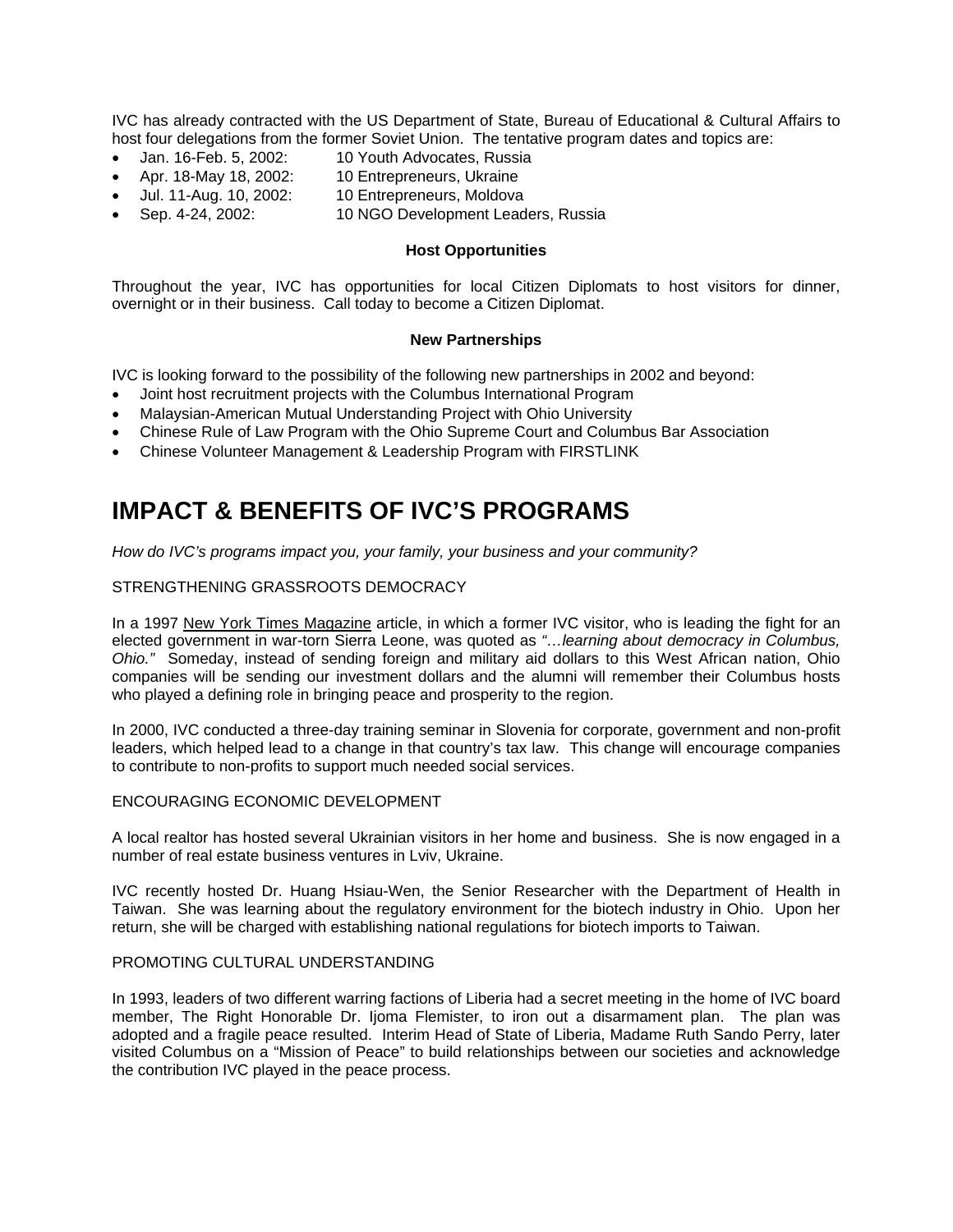IVC has already contracted with the US Department of State, Bureau of Educational & Cultural Affairs to host four delegations from the former Soviet Union. The tentative program dates and topics are:

- Jan. 16-Feb. 5, 2002: 10 Youth Advocates, Russia
- Apr. 18-May 18, 2002: 10 Entrepreneurs, Ukraine
- Jul. 11-Aug. 10, 2002: 10 Entrepreneurs, Moldova
- Sep. 4-24, 2002: 10 NGO Development Leaders, Russia

**Host Opportunities**

Throughout the year, IVC has opportunities for local Citizen Diplomats to host visitors for dinner, overnight or in their business. Call today to become a Citizen Diplomat.

**New Partnerships**

IVC is looking forward to the possibility of the following new partnerships in 2002 and beyond:

- Joint host recruitment projects with the Columbus International Program
- Malaysian-American Mutual Understanding Project with Ohio University
- Chinese Rule of Law Program with the Ohio Supreme Court and Columbus Bar Association
- Chinese Volunteer Management & Leadership Program with FIRSTLINK

# IMPACT & BENEFITS OF IVC'S PROGRAMS

*How do IVC's programs impact you, your family, your business and your community?*

STRENGTHENING GRASSROOTS DEMOCRACY

In a 1997 New York Times Magazine article, in which a former IVC visitor, who is leading the fight for an elected government in war-torn Sierra Leone, was quoted as *"…learning about democracy in Columbus, Ohio."* Someday, instead of sending foreign and military aid dollars to this West African nation, Ohio companies will be sending our investment dollars and the alumni will remember their Columbus hosts who played a defining role in bringing peace and prosperity to the region.

In 2000, IVC conducted a three-day training seminar in Slovenia for corporate, government and non-profit leaders, which helped lead to a change in that country's tax law. This change will encourage companies to contribute to non-profits to support much needed social services.

ENCOURAGING ECONOMIC DEVELOPMENT

A local realtor has hosted several Ukrainian visitors in her home and business. She is now engaged in a number of real estate business ventures in Lviv, Ukraine.

IVC recently hosted Dr. Huang Hsiau-Wen, the Senior Researcher with the Department of Health in Taiwan. She was learning about the regulatory environment for the biotech industry in Ohio. Upon her return, she will be charged with establishing national regulations for biotech imports to Taiwan.

PROMOTING CULTURAL UNDERSTANDING

In 1993, leaders of two different warring factions of Liberia had a secret meeting in the home of IVC board member, The Right Honorable Dr. Ijoma Flemister, to iron out a disarmament plan. The plan was adopted and a fragile peace resulted. Interim Head of State of Liberia, Madame Ruth Sando Perry, later visited Columbus on a "Mission of Peace" to build relationships between our societies and acknowledge the contribution IVC played in the peace process.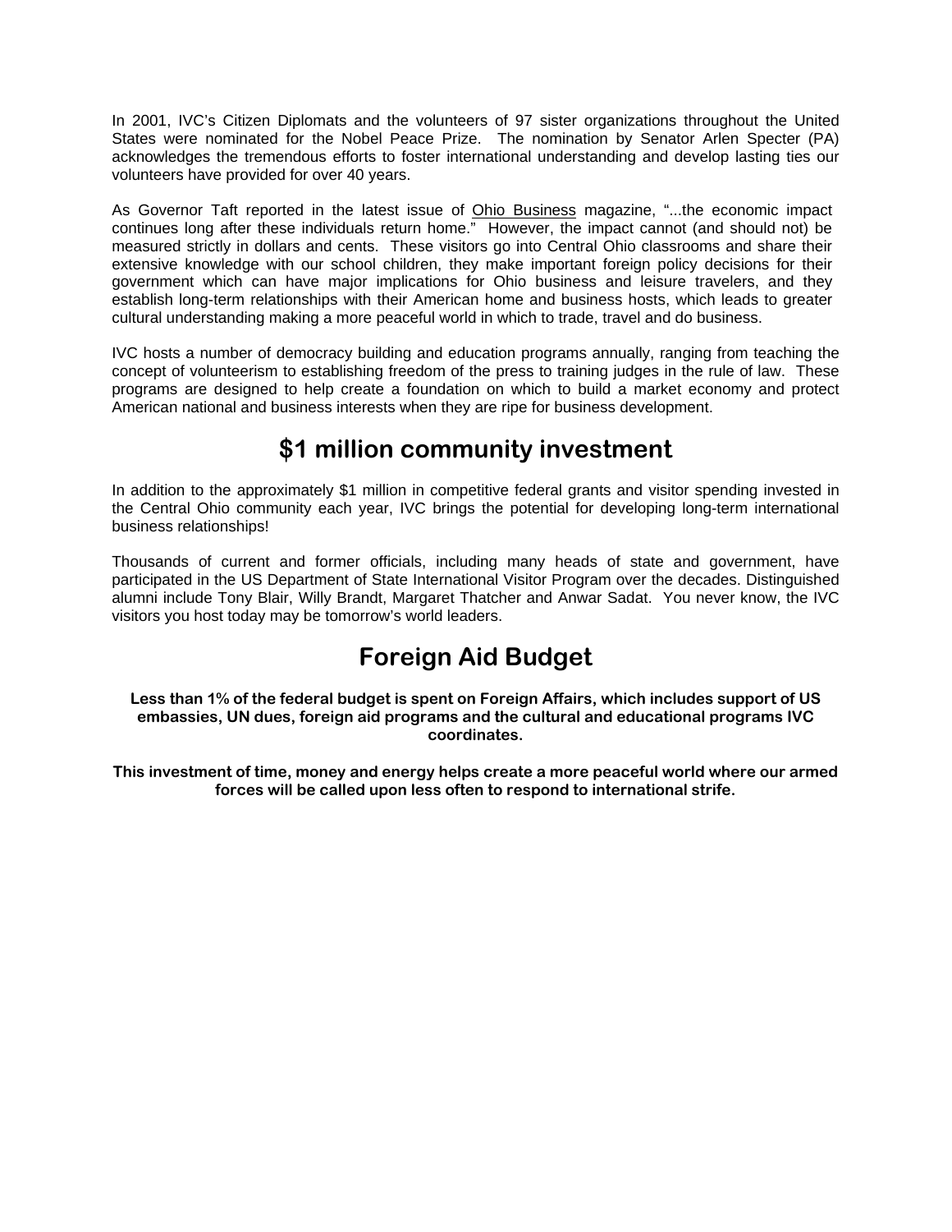In 2001, IVC's Citizen Diplomats and the volunteers of 97 sister organizations throughout the United States were nominated for the Nobel Peace Prize. The nomination by Senator Arlen Specter (PA) acknowledges the tremendous efforts to foster international understanding and develop lasting ties our volunteers have provided for over 40 years.

As Governor Taft reported in the latest issue of Ohio Business magazine, "...the economic impact continues long after these individuals return home." However, the impact cannot (and should not) be measured strictly in dollars and cents. These visitors go into Central Ohio classrooms and share their extensive knowledge with our school children, they make important foreign policy decisions for their government which can have major implications for Ohio business and leisure travelers, and they establish long-term relationships with their American home and business hosts, which leads to greater cultural understanding making a more peaceful world in which to trade, travel and do business.

IVC hosts a number of democracy building and education programs annually, ranging from teaching the concept of volunteerism to establishing freedom of the press to training judges in the rule of law. These programs are designed to help create a foundation on which to build a market economy and protect American national and business interests when they are ripe for business development.

## $1 million community investment

In addition to the approximately $1 million in competitive federal grants and visitor spending invested in the Central Ohio community each year, IVC brings the potential for developing long-term international business relationships!

Thousands of current and former officials, including many heads of state and government, have participated in the US Department of State International Visitor Program over the decades. Distinguished alumni include Tony Blair, Willy Brandt, Margaret Thatcher and Anwar Sadat. You never know, the IVC visitors you host today may be tomorrow's world leaders.

## Foreign Aid Budget

**Less than 1% of the federal budget is spent on Foreign Affairs, which includes support of US embassies, UN dues, foreign aid programs and the cultural and educational programs IVC coordinates.**

**This investment of time, money and energy helps create a more peaceful world where our armed forces will be called upon less often to respond to international strife.**